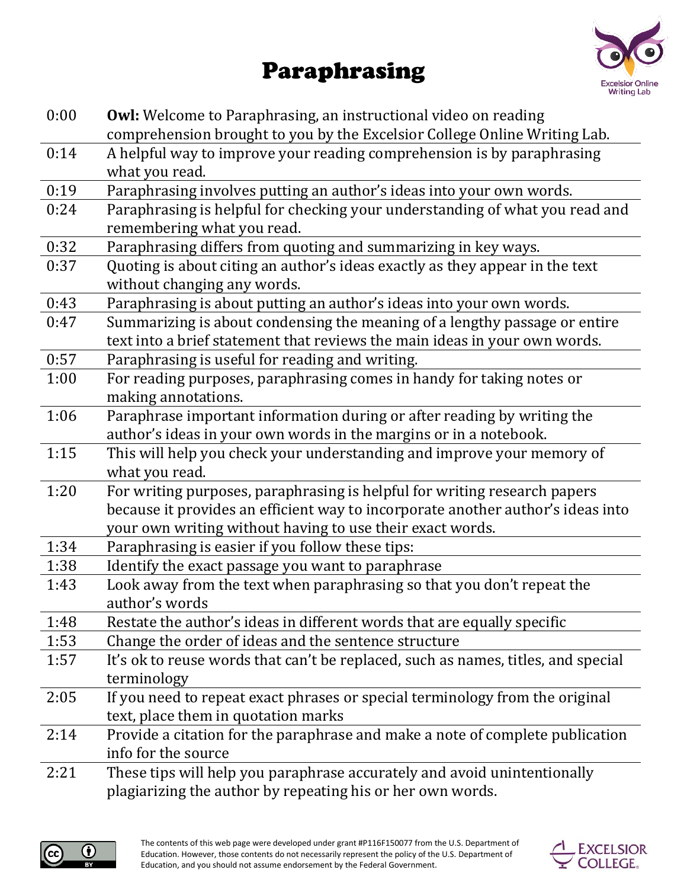# Paraphrasing

| | |
|---|---|
| 0:00 | **Owl:** Welcome to Paraphrasing, an instructional video on reading comprehension brought to you by the Excelsior College Online Writing Lab. |
| 0:14 | A helpful way to improve your reading comprehension is by paraphrasing what you read. |
| 0:19 | Paraphrasing involves putting an author's ideas into your own words. |
| 0:24 | Paraphrasing is helpful for checking your understanding of what you read and remembering what you read. |
| 0:32 | Paraphrasing differs from quoting and summarizing in key ways. |
| 0:37 | Quoting is about citing an author's ideas exactly as they appear in the text without changing any words. |
| 0:43 | Paraphrasing is about putting an author's ideas into your own words. |
| 0:47 | Summarizing is about condensing the meaning of a lengthy passage or entire text into a brief statement that reviews the main ideas in your own words. |
| 0:57 | Paraphrasing is useful for reading and writing. |
| 1:00 | For reading purposes, paraphrasing comes in handy for taking notes or making annotations. |
| 1:06 | Paraphrase important information during or after reading by writing the author's ideas in your own words in the margins or in a notebook. |
| 1:15 | This will help you check your understanding and improve your memory of what you read. |
| 1:20 | For writing purposes, paraphrasing is helpful for writing research papers because it provides an efficient way to incorporate another author's ideas into your own writing without having to use their exact words. |
| 1:34 | Paraphrasing is easier if you follow these tips: |
| 1:38 | Identify the exact passage you want to paraphrase |
| 1:43 | Look away from the text when paraphrasing so that you don't repeat the author's words |
| 1:48 | Restate the author's ideas in different words that are equally specific |
| 1:53 | Change the order of ideas and the sentence structure |
| 1:57 | It's ok to reuse words that can't be replaced, such as names, titles, and special terminology |
| 2:05 | If you need to repeat exact phrases or special terminology from the original text, place them in quotation marks |
| 2:14 | Provide a citation for the paraphrase and make a note of complete publication info for the source |
| 2:21 | These tips will help you paraphrase accurately and avoid unintentionally plagiarizing the author by repeating his or her own words. |

The contents of this web page were developed under grant #P116F150077 from the U.S. Department of Education. However, those contents do not necessarily represent the policy of the U.S. Department of Education, and you should not assume endorsement by the Federal Government.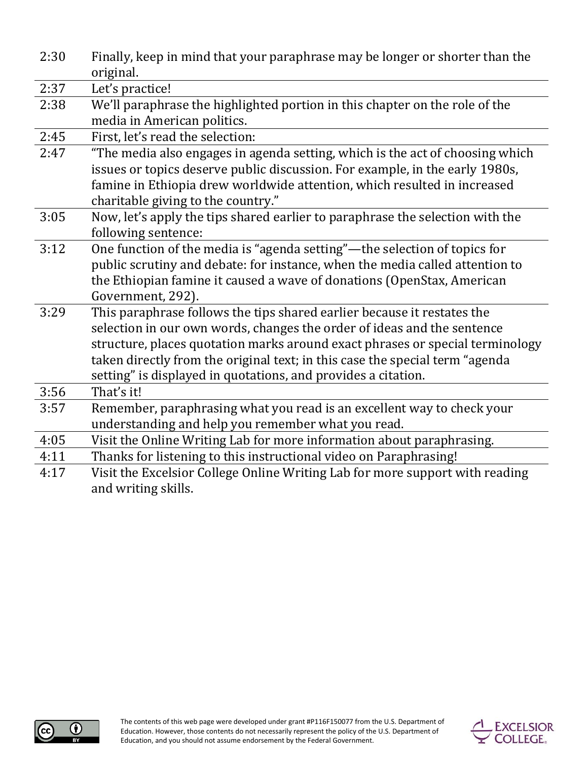| | |
|---|---|
| 2:30 | Finally, keep in mind that your paraphrase may be longer or shorter than the original. |
| 2:37 | Let's practice! |
| 2:38 | We'll paraphrase the highlighted portion in this chapter on the role of the media in American politics. |
| 2:45 | First, let's read the selection: |
| 2:47 | "The media also engages in agenda setting, which is the act of choosing which issues or topics deserve public discussion. For example, in the early 1980s, famine in Ethiopia drew worldwide attention, which resulted in increased charitable giving to the country." |
| 3:05 | Now, let's apply the tips shared earlier to paraphrase the selection with the following sentence: |
| 3:12 | One function of the media is "agenda setting"—the selection of topics for public scrutiny and debate: for instance, when the media called attention to the Ethiopian famine it caused a wave of donations (OpenStax, American Government, 292). |
| 3:29 | This paraphrase follows the tips shared earlier because it restates the selection in our own words, changes the order of ideas and the sentence structure, places quotation marks around exact phrases or special terminology taken directly from the original text; in this case the special term "agenda setting" is displayed in quotations, and provides a citation. |
| 3:56 | That's it! |
| 3:57 | Remember, paraphrasing what you read is an excellent way to check your understanding and help you remember what you read. |
| 4:05 | Visit the Online Writing Lab for more information about paraphrasing. |
| 4:11 | Thanks for listening to this instructional video on Paraphrasing! |
| 4:17 | Visit the Excelsior College Online Writing Lab for more support with reading and writing skills. |

The contents of this web page were developed under grant #P116F150077 from the U.S. Department of Education. However, those contents do not necessarily represent the policy of the U.S. Department of Education, and you should not assume endorsement by the Federal Government.

EXCELSIOR COLLEGE